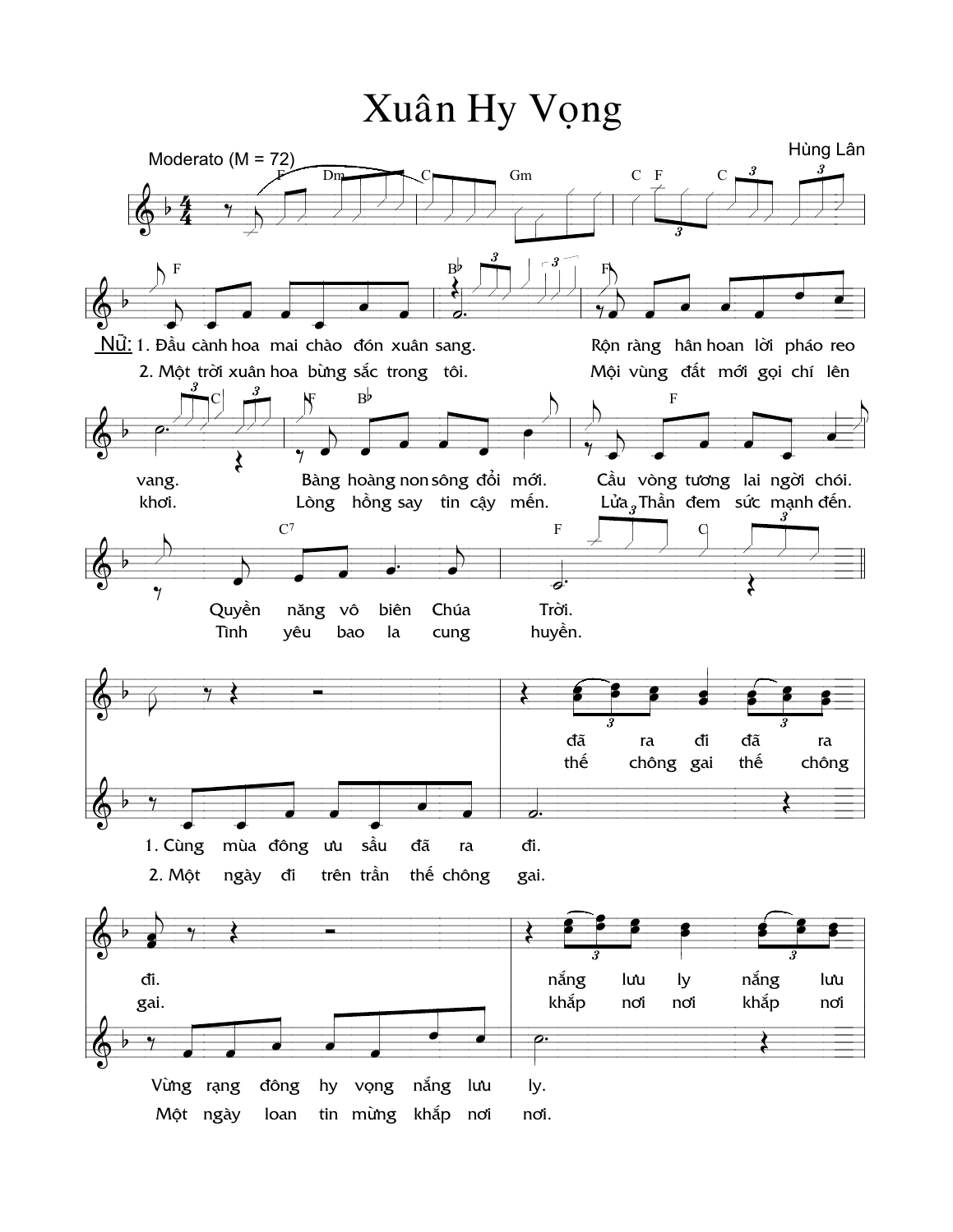# Xuân Hy Vọng

Hùng Lân

Moderato (M = 72)

Nữ: 1. Đầu cành hoa mai chào đón xuân sang. Rộn ràng hân hoan lời pháo reo vang. Bàng hoàng non sông đổi mới. Cầu vòng tương lai ngời chói. Quyền năng vô biên Chúa Trời.

2. Một trời xuân hoa bừng sắc trong tôi. Mội vùng đất mới gọi chí lên khơi. Lòng hồng say tin cậy mến. Lửa Thần đem sức mạnh đến. Tình yêu bao la cung huyền.

1. Cùng mùa đông ưu sầu đã ra đi. đã ra đi đã ra đi.

2. Một ngày đi trên trần thế chông gai. thế chông gai thế chông gai.

Vừng rạng đông hy vọng nắng lưu ly. nắng lưu ly nắng lưu

Một ngày loan tin mừng khắp nơi nơi. khắp nơi nơi khắp nơi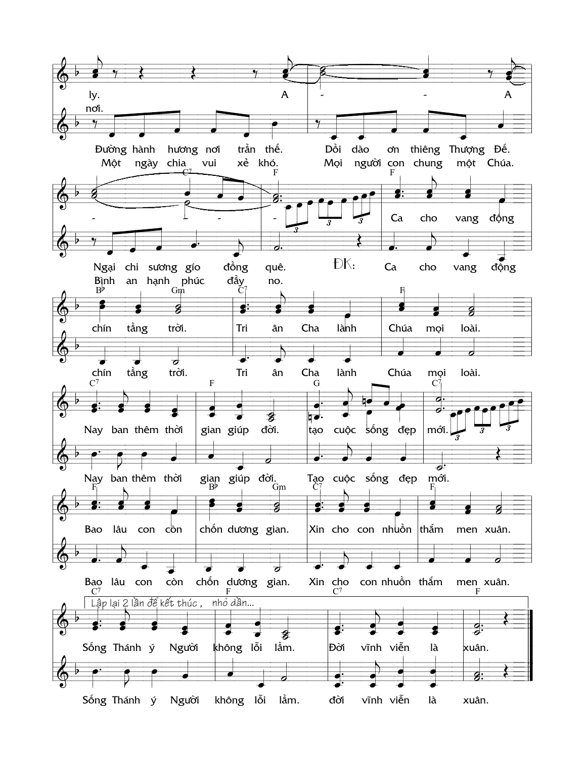ly. A - - A

nơi.

Đường hành hương nơi trần thế. Dồi dào ơn thiêng Thượng Đế.

Một ngày chia vui xẻ khó. Mọi người con chung một Chúa.

C7 F F

\- - - - Ca cho vang động

Ngại chi sương gió đồng quê. ĐK: Ca cho vang động

Bình an hạnh phúc đầy no.

B♭ Gm C7 F

chín tầng trời. Tri ân Cha lành Chúa mọi loài.

chín tầng trời. Tri ân Cha lành Chúa mọi loài.

C7 F G C7

Nay ban thêm thời gian giúp đời. tạo cuộc sống đẹp mới.

Nay ban thêm thời gian giúp đời. Tạo cuộc sống đẹp mới.

F B♭ Gm C7 F

Bao lâu con còn chốn dương gian. Xin cho con nhuần thắm men xuân.

Bao lâu con còn chốn dương gian. Xin cho con nhuần thắm men xuân.

C7 F C7 F

Lập lại 2 lần để kết thúc, nhỏ dần...

Sống Thánh ý Người không lỗi lầm. Đời vĩnh viễn là xuân.

Sống Thánh ý Người không lỗi lầm. đời vĩnh viễn là xuân.